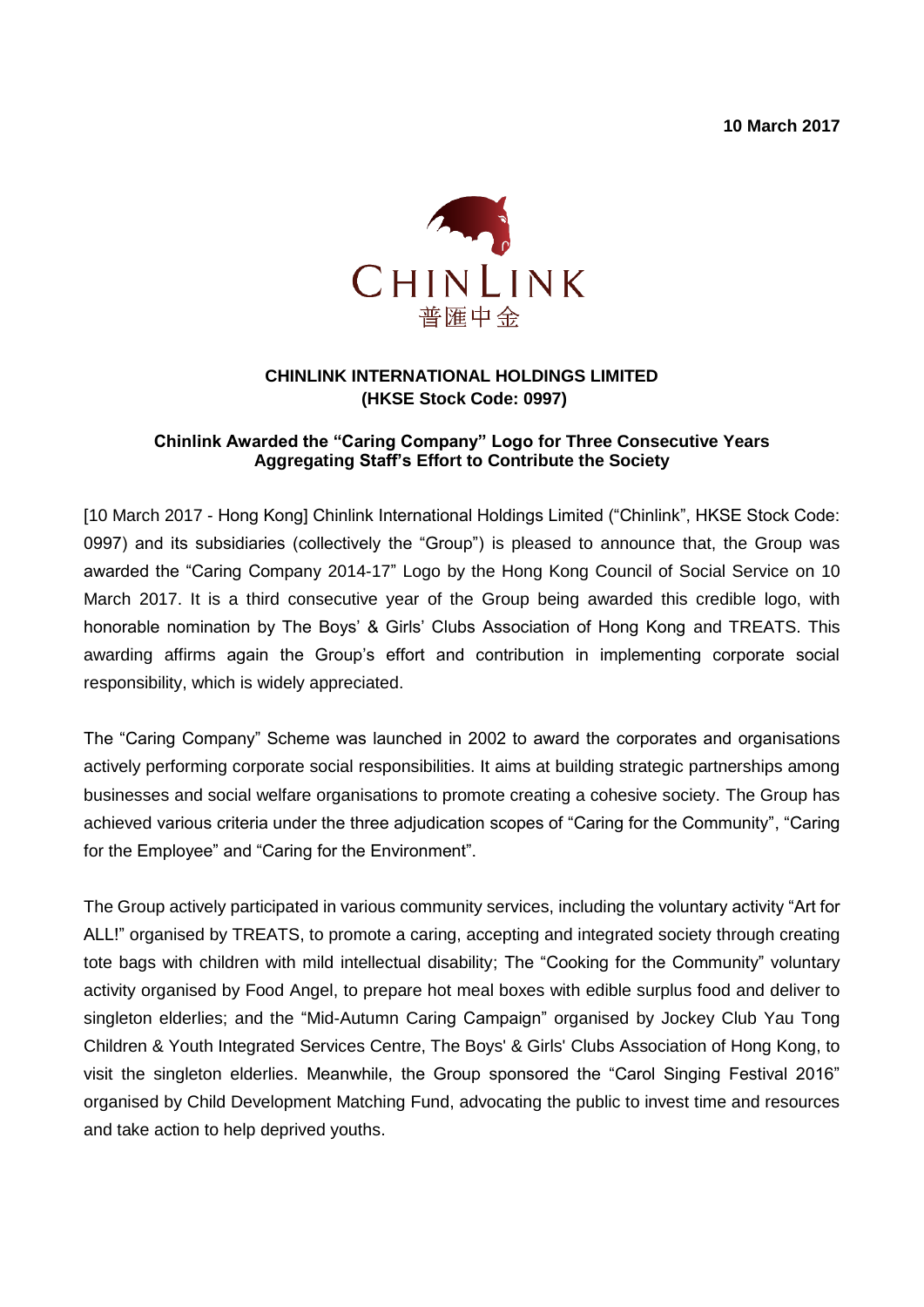10 March 2017

CHINLINK
普匯中金

**CHINLINK INTERNATIONAL HOLDINGS LIMITED**
**(HKSE Stock Code: 0997)**

## Chinlink Awarded the "Caring Company" Logo for Three Consecutive Years Aggregating Staff's Effort to Contribute the Society

[10 March 2017 - Hong Kong] Chinlink International Holdings Limited ("Chinlink", HKSE Stock Code: 0997) and its subsidiaries (collectively the "Group") is pleased to announce that, the Group was awarded the "Caring Company 2014-17" Logo by the Hong Kong Council of Social Service on 10 March 2017. It is a third consecutive year of the Group being awarded this credible logo, with honorable nomination by The Boys' & Girls' Clubs Association of Hong Kong and TREATS. This awarding affirms again the Group's effort and contribution in implementing corporate social responsibility, which is widely appreciated.

The "Caring Company" Scheme was launched in 2002 to award the corporates and organisations actively performing corporate social responsibilities. It aims at building strategic partnerships among businesses and social welfare organisations to promote creating a cohesive society. The Group has achieved various criteria under the three adjudication scopes of "Caring for the Community", "Caring for the Employee" and "Caring for the Environment".

The Group actively participated in various community services, including the voluntary activity "Art for ALL!" organised by TREATS, to promote a caring, accepting and integrated society through creating tote bags with children with mild intellectual disability; The "Cooking for the Community" voluntary activity organised by Food Angel, to prepare hot meal boxes with edible surplus food and deliver to singleton elderlies; and the "Mid-Autumn Caring Campaign" organised by Jockey Club Yau Tong Children & Youth Integrated Services Centre, The Boys' & Girls' Clubs Association of Hong Kong, to visit the singleton elderlies. Meanwhile, the Group sponsored the "Carol Singing Festival 2016" organised by Child Development Matching Fund, advocating the public to invest time and resources and take action to help deprived youths.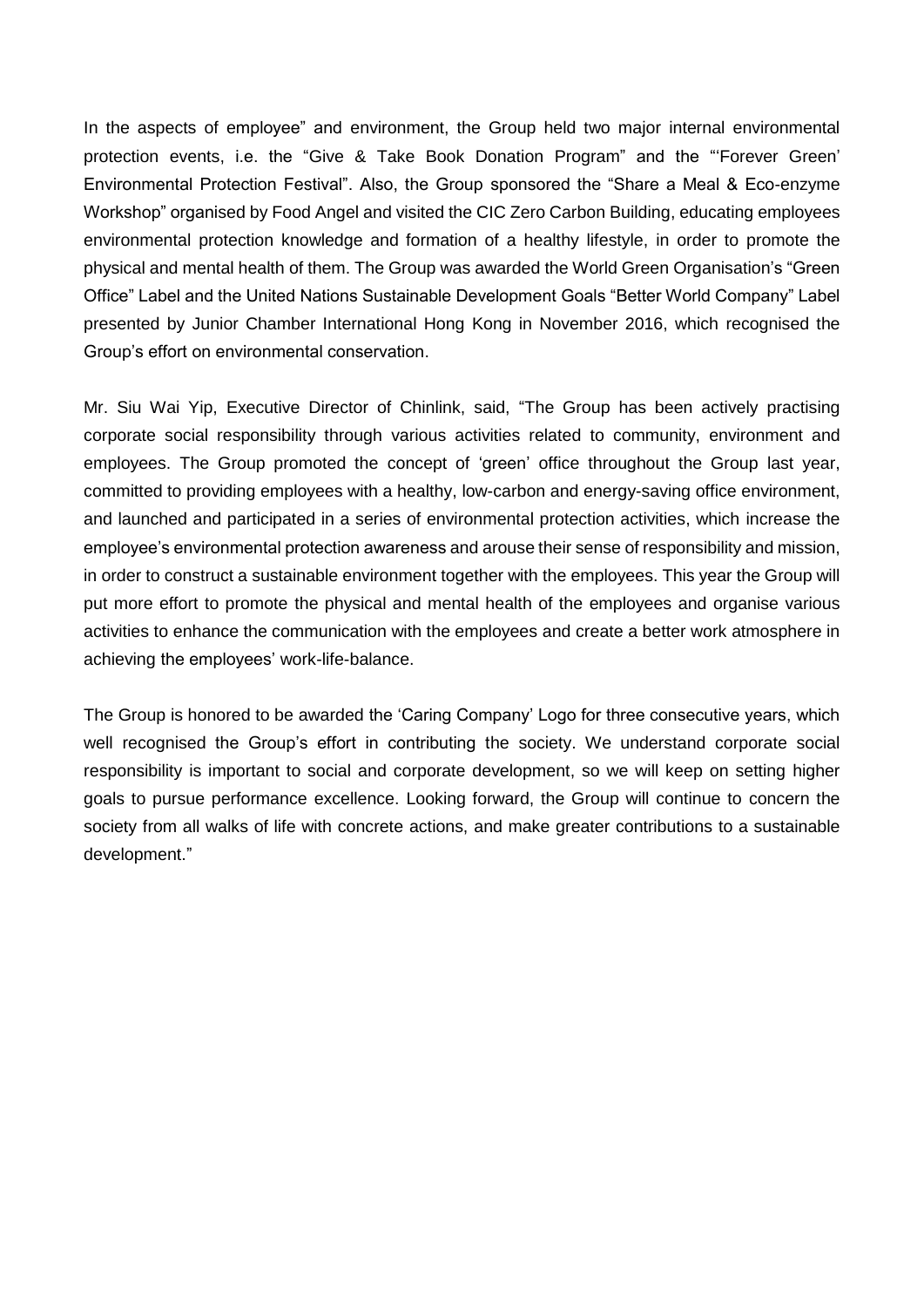In the aspects of employee" and environment, the Group held two major internal environmental protection events, i.e. the "Give & Take Book Donation Program" and the "'Forever Green' Environmental Protection Festival". Also, the Group sponsored the "Share a Meal & Eco-enzyme Workshop" organised by Food Angel and visited the CIC Zero Carbon Building, educating employees environmental protection knowledge and formation of a healthy lifestyle, in order to promote the physical and mental health of them. The Group was awarded the World Green Organisation's "Green Office" Label and the United Nations Sustainable Development Goals "Better World Company" Label presented by Junior Chamber International Hong Kong in November 2016, which recognised the Group's effort on environmental conservation.

Mr. Siu Wai Yip, Executive Director of Chinlink, said, "The Group has been actively practising corporate social responsibility through various activities related to community, environment and employees. The Group promoted the concept of 'green' office throughout the Group last year, committed to providing employees with a healthy, low-carbon and energy-saving office environment, and launched and participated in a series of environmental protection activities, which increase the employee's environmental protection awareness and arouse their sense of responsibility and mission, in order to construct a sustainable environment together with the employees. This year the Group will put more effort to promote the physical and mental health of the employees and organise various activities to enhance the communication with the employees and create a better work atmosphere in achieving the employees' work-life-balance.

The Group is honored to be awarded the 'Caring Company' Logo for three consecutive years, which well recognised the Group's effort in contributing the society. We understand corporate social responsibility is important to social and corporate development, so we will keep on setting higher goals to pursue performance excellence. Looking forward, the Group will continue to concern the society from all walks of life with concrete actions, and make greater contributions to a sustainable development."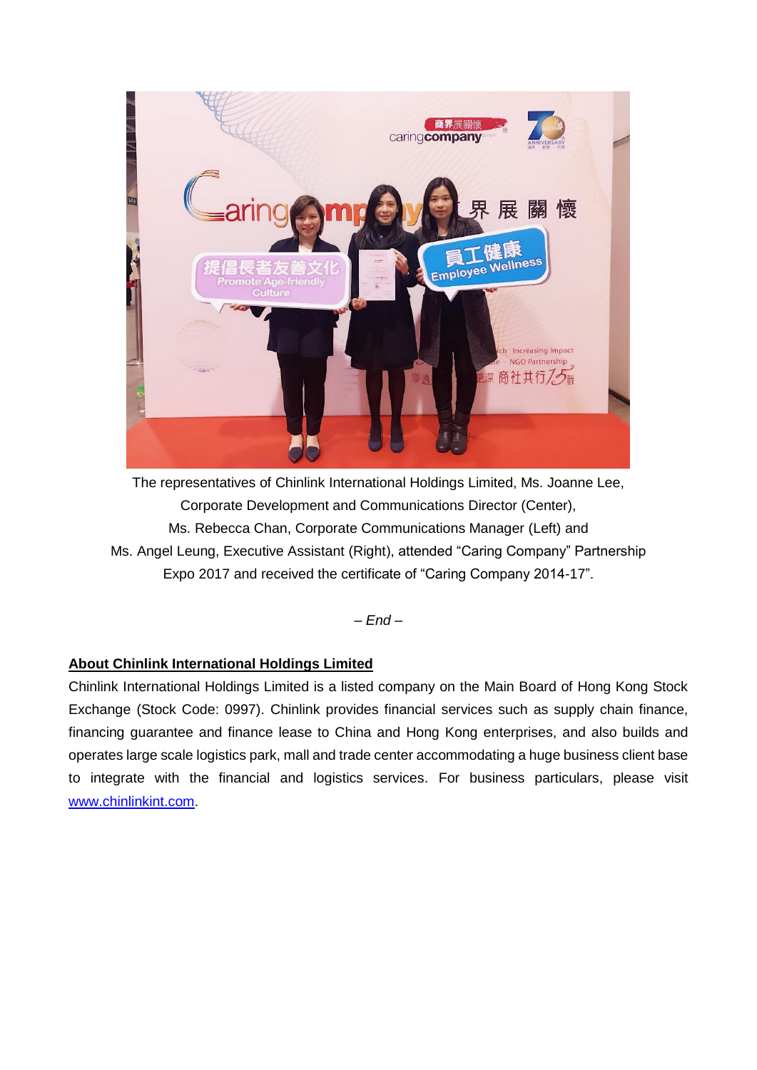The representatives of Chinlink International Holdings Limited, Ms. Joanne Lee, Corporate Development and Communications Director (Center), Ms. Rebecca Chan, Corporate Communications Manager (Left) and Ms. Angel Leung, Executive Assistant (Right), attended "Caring Company" Partnership Expo 2017 and received the certificate of "Caring Company 2014-17".

*– End –*

**About Chinlink International Holdings Limited**

Chinlink International Holdings Limited is a listed company on the Main Board of Hong Kong Stock Exchange (Stock Code: 0997). Chinlink provides financial services such as supply chain finance, financing guarantee and finance lease to China and Hong Kong enterprises, and also builds and operates large scale logistics park, mall and trade center accommodating a huge business client base to integrate with the financial and logistics services. For business particulars, please visit www.chinlinkint.com.